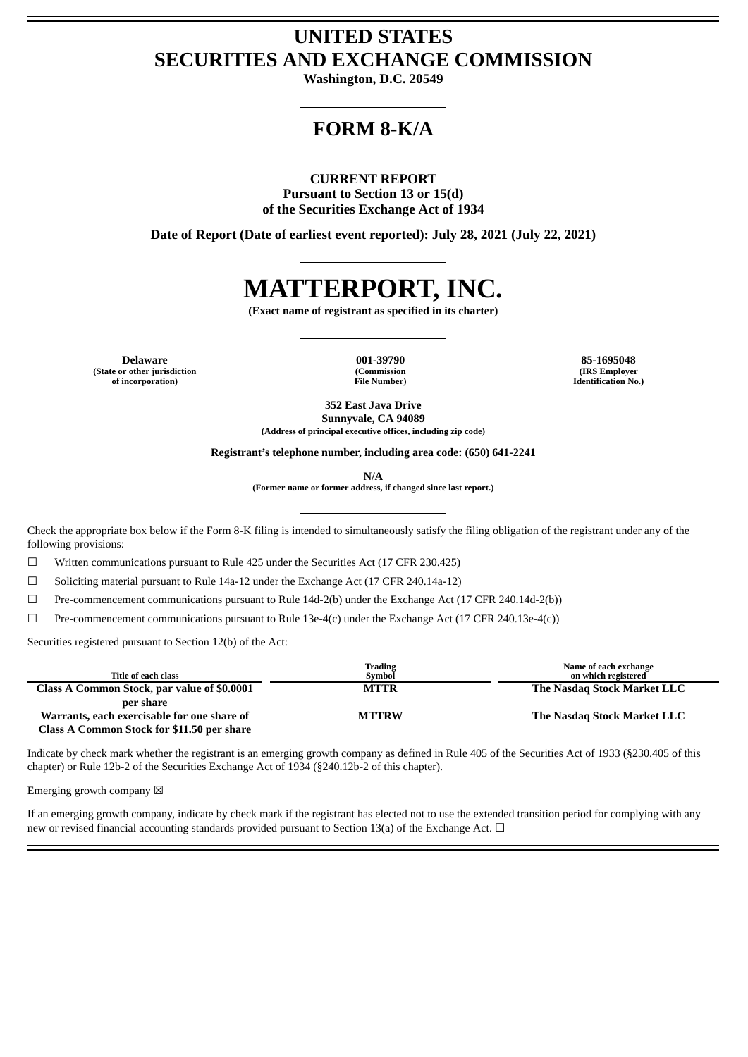# UNITED STATES
# SECURITIES AND EXCHANGE COMMISSION

**Washington, D.C. 20549**

---

## FORM 8-K/A

---

**CURRENT REPORT**
**Pursuant to Section 13 or 15(d)**
**of the Securities Exchange Act of 1934**

**Date of Report (Date of earliest event reported): July 28, 2021 (July 22, 2021)**

---

# MATTERPORT, INC.

**(Exact name of registrant as specified in its charter)**

---

| | | |
|---|---|---|
| **Delaware** | **001-39790** | **85-1695048** |
| **(State or other jurisdiction of incorporation)** | **(Commission File Number)** | **(IRS Employer Identification No.)** |

**352 East Java Drive**
**Sunnyvale, CA 94089**
**(Address of principal executive offices, including zip code)**

**Registrant's telephone number, including area code: (650) 641-2241**

**N/A**
**(Former name or former address, if changed since last report.)**

---

Check the appropriate box below if the Form 8-K filing is intended to simultaneously satisfy the filing obligation of the registrant under any of the following provisions:

☐ Written communications pursuant to Rule 425 under the Securities Act (17 CFR 230.425)

☐ Soliciting material pursuant to Rule 14a-12 under the Exchange Act (17 CFR 240.14a-12)

☐ Pre-commencement communications pursuant to Rule 14d-2(b) under the Exchange Act (17 CFR 240.14d-2(b))

☐ Pre-commencement communications pursuant to Rule 13e-4(c) under the Exchange Act (17 CFR 240.13e-4(c))

Securities registered pursuant to Section 12(b) of the Act:

| Title of each class | Trading Symbol | Name of each exchange on which registered |
|---|---|---|
| **Class A Common Stock, par value of $0.0001 per share** | **MTTR** | **The Nasdaq Stock Market LLC** |
| **Warrants, each exercisable for one share of Class A Common Stock for $11.50 per share** | **MTTRW** | **The Nasdaq Stock Market LLC** |

Indicate by check mark whether the registrant is an emerging growth company as defined in Rule 405 of the Securities Act of 1933 (§230.405 of this chapter) or Rule 12b-2 of the Securities Exchange Act of 1934 (§240.12b-2 of this chapter).

Emerging growth company ☒

If an emerging growth company, indicate by check mark if the registrant has elected not to use the extended transition period for complying with any new or revised financial accounting standards provided pursuant to Section 13(a) of the Exchange Act. ☐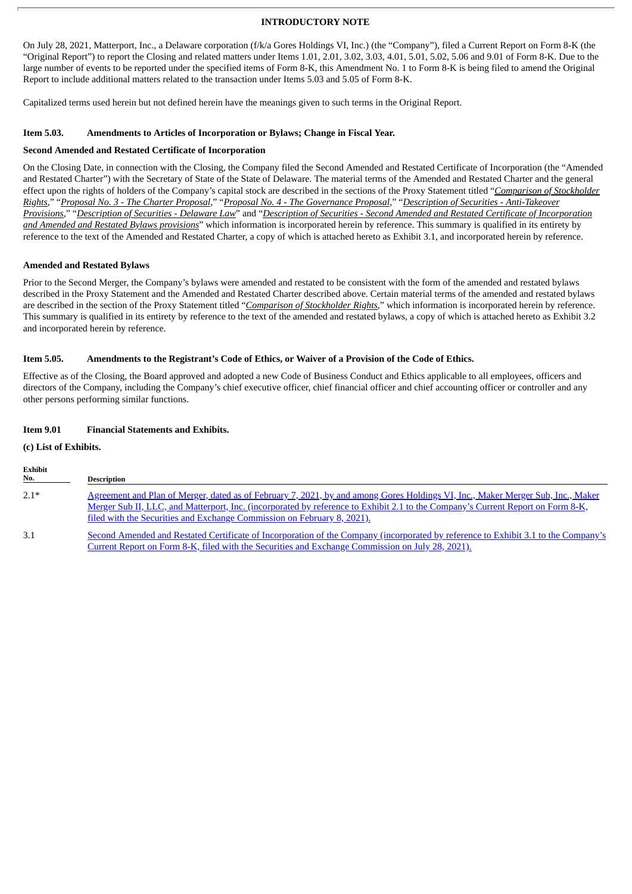## INTRODUCTORY NOTE

On July 28, 2021, Matterport, Inc., a Delaware corporation (f/k/a Gores Holdings VI, Inc.) (the "Company"), filed a Current Report on Form 8-K (the "Original Report") to report the Closing and related matters under Items 1.01, 2.01, 3.02, 3.03, 4.01, 5.01, 5.02, 5.06 and 9.01 of Form 8-K. Due to the large number of events to be reported under the specified items of Form 8-K, this Amendment No. 1 to Form 8-K is being filed to amend the Original Report to include additional matters related to the transaction under Items 5.03 and 5.05 of Form 8-K.

Capitalized terms used herein but not defined herein have the meanings given to such terms in the Original Report.

### Item 5.03. Amendments to Articles of Incorporation or Bylaws; Change in Fiscal Year.

**Second Amended and Restated Certificate of Incorporation**

On the Closing Date, in connection with the Closing, the Company filed the Second Amended and Restated Certificate of Incorporation (the "Amended and Restated Charter") with the Secretary of State of the State of Delaware. The material terms of the Amended and Restated Charter and the general effect upon the rights of holders of the Company's capital stock are described in the sections of the Proxy Statement titled "*Comparison of Stockholder Rights*," "*Proposal No. 3 - The Charter Proposal*," "*Proposal No. 4 - The Governance Proposal*," "*Description of Securities - Anti-Takeover Provisions*," "*Description of Securities - Delaware Law*" and "*Description of Securities - Second Amended and Restated Certificate of Incorporation and Amended and Restated Bylaws provisions*" which information is incorporated herein by reference. This summary is qualified in its entirety by reference to the text of the Amended and Restated Charter, a copy of which is attached hereto as Exhibit 3.1, and incorporated herein by reference.

**Amended and Restated Bylaws**

Prior to the Second Merger, the Company's bylaws were amended and restated to be consistent with the form of the amended and restated bylaws described in the Proxy Statement and the Amended and Restated Charter described above. Certain material terms of the amended and restated bylaws are described in the section of the Proxy Statement titled "*Comparison of Stockholder Rights*," which information is incorporated herein by reference. This summary is qualified in its entirety by reference to the text of the amended and restated bylaws, a copy of which is attached hereto as Exhibit 3.2 and incorporated herein by reference.

### Item 5.05. Amendments to the Registrant's Code of Ethics, or Waiver of a Provision of the Code of Ethics.

Effective as of the Closing, the Board approved and adopted a new Code of Business Conduct and Ethics applicable to all employees, officers and directors of the Company, including the Company's chief executive officer, chief financial officer and chief accounting officer or controller and any other persons performing similar functions.

### Item 9.01 Financial Statements and Exhibits.

**(c) List of Exhibits.**

| Exhibit No. | Description |
|---|---|
| 2.1* | Agreement and Plan of Merger, dated as of February 7, 2021, by and among Gores Holdings VI, Inc., Maker Merger Sub, Inc., Maker Merger Sub II, LLC, and Matterport, Inc. (incorporated by reference to Exhibit 2.1 to the Company's Current Report on Form 8-K, filed with the Securities and Exchange Commission on February 8, 2021). |
| 3.1 | Second Amended and Restated Certificate of Incorporation of the Company (incorporated by reference to Exhibit 3.1 to the Company's Current Report on Form 8-K, filed with the Securities and Exchange Commission on July 28, 2021). |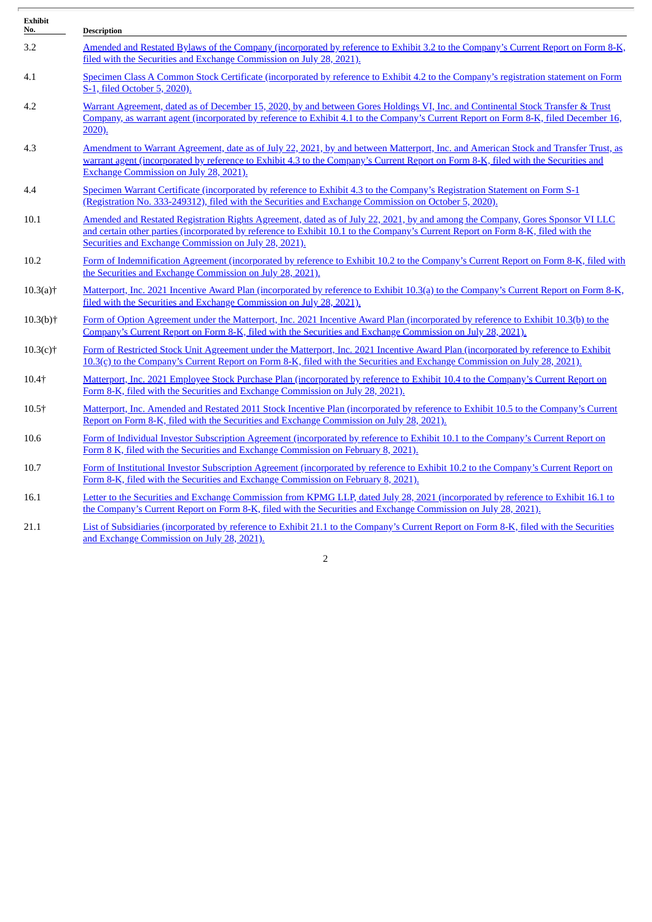| Exhibit No. | Description |
|---|---|
| 3.2 | Amended and Restated Bylaws of the Company (incorporated by reference to Exhibit 3.2 to the Company's Current Report on Form 8-K, filed with the Securities and Exchange Commission on July 28, 2021). |
| 4.1 | Specimen Class A Common Stock Certificate (incorporated by reference to Exhibit 4.2 to the Company's registration statement on Form S-1, filed October 5, 2020). |
| 4.2 | Warrant Agreement, dated as of December 15, 2020, by and between Gores Holdings VI, Inc. and Continental Stock Transfer & Trust Company, as warrant agent (incorporated by reference to Exhibit 4.1 to the Company's Current Report on Form 8-K, filed December 16, 2020). |
| 4.3 | Amendment to Warrant Agreement, date as of July 22, 2021, by and between Matterport, Inc. and American Stock and Transfer Trust, as warrant agent (incorporated by reference to Exhibit 4.3 to the Company's Current Report on Form 8-K, filed with the Securities and Exchange Commission on July 28, 2021). |
| 4.4 | Specimen Warrant Certificate (incorporated by reference to Exhibit 4.3 to the Company's Registration Statement on Form S-1 (Registration No. 333-249312), filed with the Securities and Exchange Commission on October 5, 2020). |
| 10.1 | Amended and Restated Registration Rights Agreement, dated as of July 22, 2021, by and among the Company, Gores Sponsor VI LLC and certain other parties (incorporated by reference to Exhibit 10.1 to the Company's Current Report on Form 8-K, filed with the Securities and Exchange Commission on July 28, 2021). |
| 10.2 | Form of Indemnification Agreement (incorporated by reference to Exhibit 10.2 to the Company's Current Report on Form 8-K, filed with the Securities and Exchange Commission on July 28, 2021). |
| 10.3(a)† | Matterport, Inc. 2021 Incentive Award Plan (incorporated by reference to Exhibit 10.3(a) to the Company's Current Report on Form 8-K, filed with the Securities and Exchange Commission on July 28, 2021). |
| 10.3(b)† | Form of Option Agreement under the Matterport, Inc. 2021 Incentive Award Plan (incorporated by reference to Exhibit 10.3(b) to the Company's Current Report on Form 8-K, filed with the Securities and Exchange Commission on July 28, 2021). |
| 10.3(c)† | Form of Restricted Stock Unit Agreement under the Matterport, Inc. 2021 Incentive Award Plan (incorporated by reference to Exhibit 10.3(c) to the Company's Current Report on Form 8-K, filed with the Securities and Exchange Commission on July 28, 2021). |
| 10.4† | Matterport, Inc. 2021 Employee Stock Purchase Plan (incorporated by reference to Exhibit 10.4 to the Company's Current Report on Form 8-K, filed with the Securities and Exchange Commission on July 28, 2021). |
| 10.5† | Matterport, Inc. Amended and Restated 2011 Stock Incentive Plan (incorporated by reference to Exhibit 10.5 to the Company's Current Report on Form 8-K, filed with the Securities and Exchange Commission on July 28, 2021). |
| 10.6 | Form of Individual Investor Subscription Agreement (incorporated by reference to Exhibit 10.1 to the Company's Current Report on Form 8 K, filed with the Securities and Exchange Commission on February 8, 2021). |
| 10.7 | Form of Institutional Investor Subscription Agreement (incorporated by reference to Exhibit 10.2 to the Company's Current Report on Form 8-K, filed with the Securities and Exchange Commission on February 8, 2021). |
| 16.1 | Letter to the Securities and Exchange Commission from KPMG LLP, dated July 28, 2021 (incorporated by reference to Exhibit 16.1 to the Company's Current Report on Form 8-K, filed with the Securities and Exchange Commission on July 28, 2021). |
| 21.1 | List of Subsidiaries (incorporated by reference to Exhibit 21.1 to the Company's Current Report on Form 8-K, filed with the Securities and Exchange Commission on July 28, 2021). |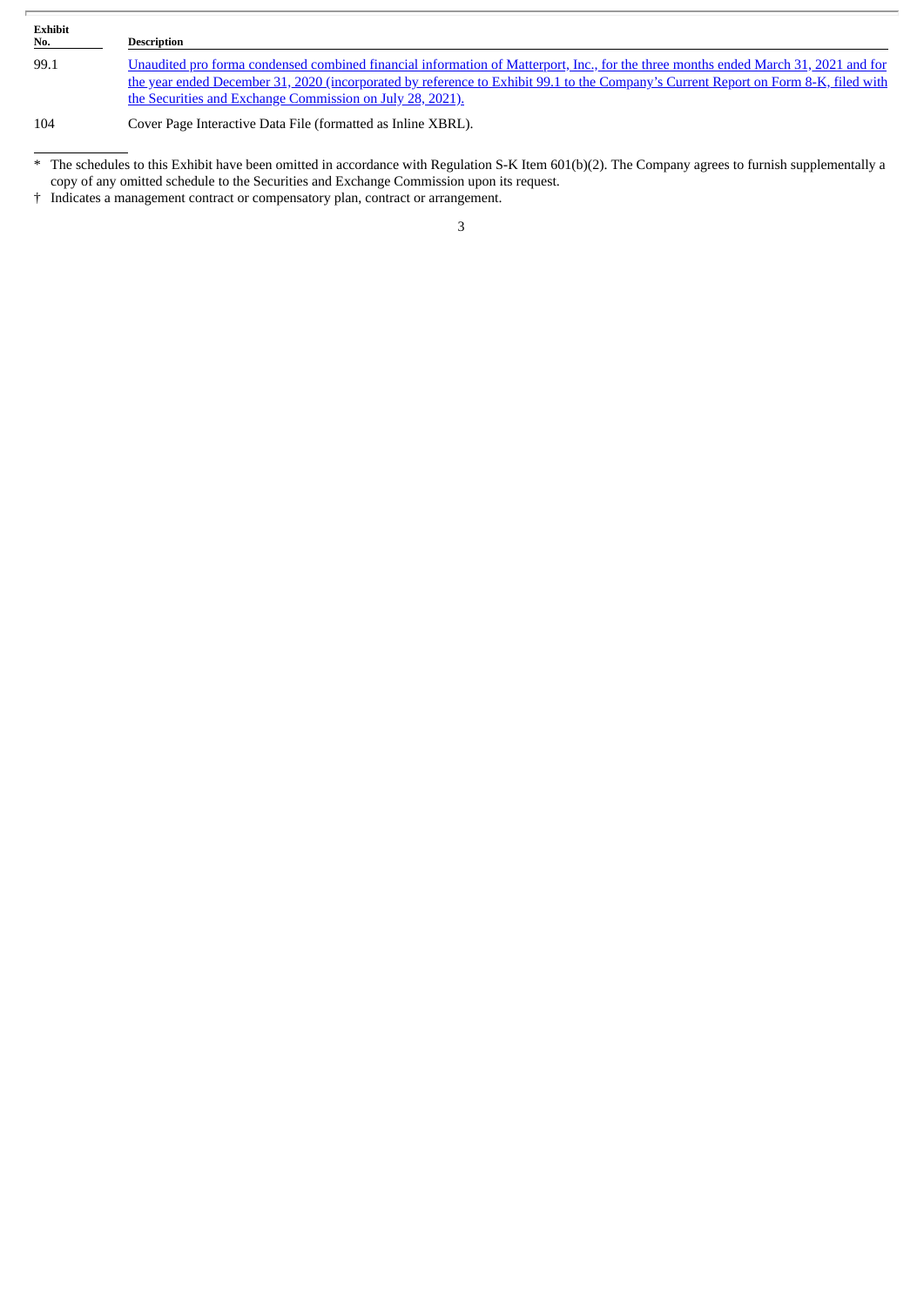| Exhibit No. | Description |
| --- | --- |
| 99.1 | Unaudited pro forma condensed combined financial information of Matterport, Inc., for the three months ended March 31, 2021 and for the year ended December 31, 2020 (incorporated by reference to Exhibit 99.1 to the Company's Current Report on Form 8-K, filed with the Securities and Exchange Commission on July 28, 2021). |
| 104 | Cover Page Interactive Data File (formatted as Inline XBRL). |

* The schedules to this Exhibit have been omitted in accordance with Regulation S-K Item 601(b)(2). The Company agrees to furnish supplementally a copy of any omitted schedule to the Securities and Exchange Commission upon its request.

† Indicates a management contract or compensatory plan, contract or arrangement.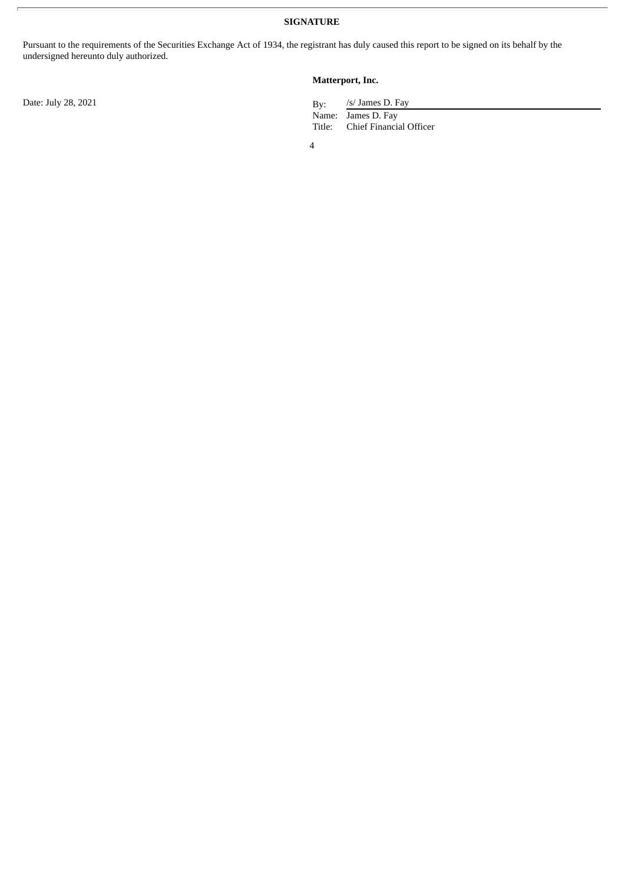**SIGNATURE**

Pursuant to the requirements of the Securities Exchange Act of 1934, the registrant has duly caused this report to be signed on its behalf by the undersigned hereunto duly authorized.

**Matterport, Inc.**

Date: July 28, 2021

By: /s/ James D. Fay
Name: James D. Fay
Title: Chief Financial Officer